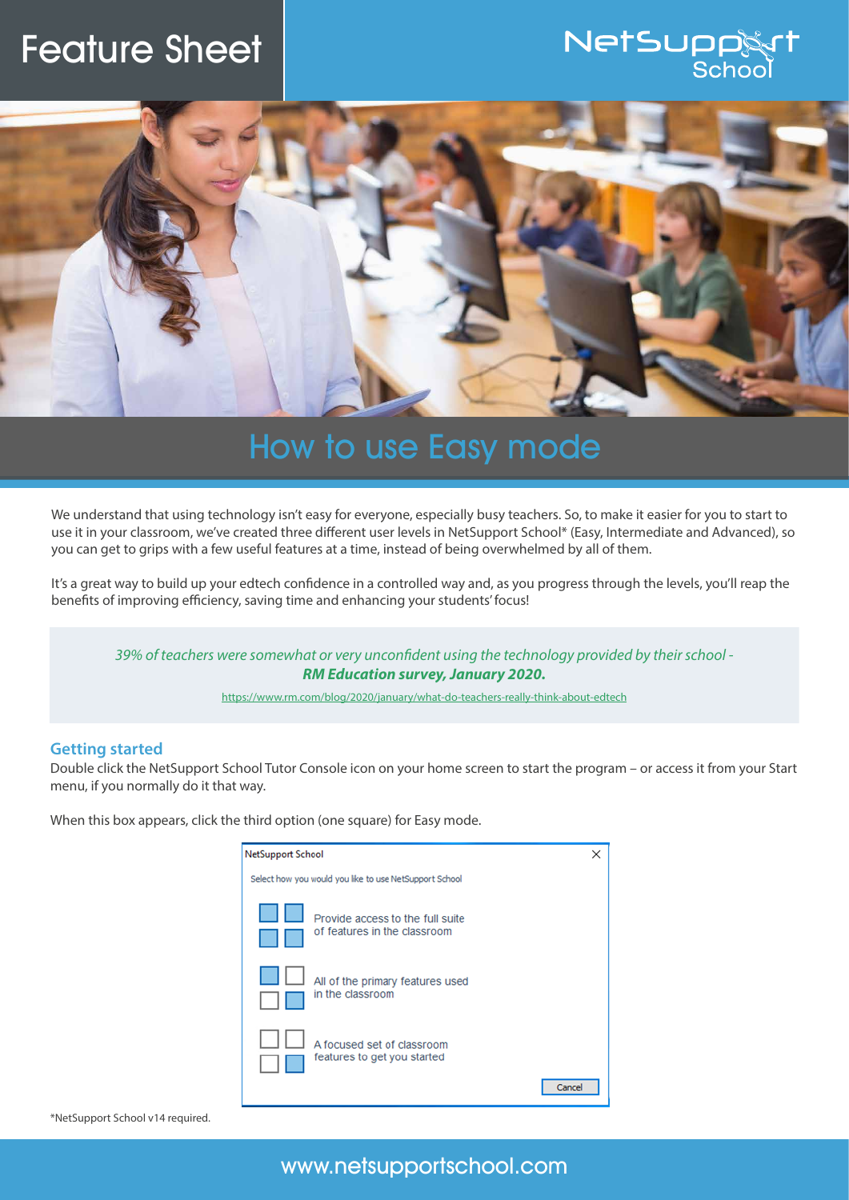# Feature Sheet

NetSupport School

## How to use Easy mode

We understand that using technology isn't easy for everyone, especially busy teachers. So, to make it easier for you to start to use it in your classroom, we've created three different user levels in NetSupport School* (Easy, Intermediate and Advanced), so you can get to grips with a few useful features at a time, instead of being overwhelmed by all of them.

It's a great way to build up your edtech confidence in a controlled way and, as you progress through the levels, you'll reap the benefits of improving efficiency, saving time and enhancing your students' focus!

> *39% of teachers were somewhat or very unconfident using the technology provided by their school -* ***RM Education survey, January 2020.***
>
> https://www.rm.com/blog/2020/january/what-do-teachers-really-think-about-edtech

### Getting started

Double click the NetSupport School Tutor Console icon on your home screen to start the program – or access it from your Start menu, if you normally do it that way.

When this box appears, click the third option (one square) for Easy mode.

NetSupport School

Select how you would like to use NetSupport School

- Provide access to the full suite of features in the classroom
- All of the primary features used in the classroom
- A focused set of classroom features to get you started

Cancel

*NetSupport School v14 required.

www.netsupportschool.com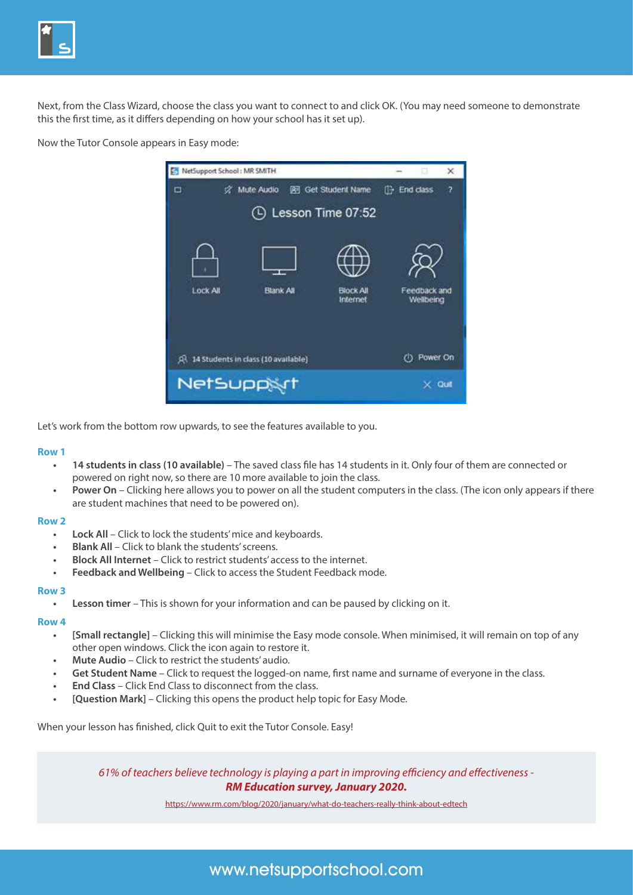Next, from the Class Wizard, choose the class you want to connect to and click OK. (You may need someone to demonstrate this the first time, as it differs depending on how your school has it set up).

Now the Tutor Console appears in Easy mode:

Let's work from the bottom row upwards, to see the features available to you.

### Row 1

- **14 students in class (10 available)** – The saved class file has 14 students in it. Only four of them are connected or powered on right now, so there are 10 more available to join the class.
- **Power On** – Clicking here allows you to power on all the student computers in the class. (The icon only appears if there are student machines that need to be powered on).

### Row 2

- **Lock All** – Click to lock the students' mice and keyboards.
- **Blank All** – Click to blank the students' screens.
- **Block All Internet** – Click to restrict students' access to the internet.
- **Feedback and Wellbeing** – Click to access the Student Feedback mode.

### Row 3

- **Lesson timer** – This is shown for your information and can be paused by clicking on it.

### Row 4

- **[Small rectangle]** – Clicking this will minimise the Easy mode console. When minimised, it will remain on top of any other open windows. Click the icon again to restore it.
- **Mute Audio** – Click to restrict the students' audio.
- **Get Student Name** – Click to request the logged-on name, first name and surname of everyone in the class.
- **End Class** – Click End Class to disconnect from the class.
- **[Question Mark]** – Clicking this opens the product help topic for Easy Mode.

When your lesson has finished, click Quit to exit the Tutor Console. Easy!

*61% of teachers believe technology is playing a part in improving efficiency and effectiveness -* ***RM Education survey, January 2020.***

https://www.rm.com/blog/2020/january/what-do-teachers-really-think-about-edtech

www.netsupportschool.com